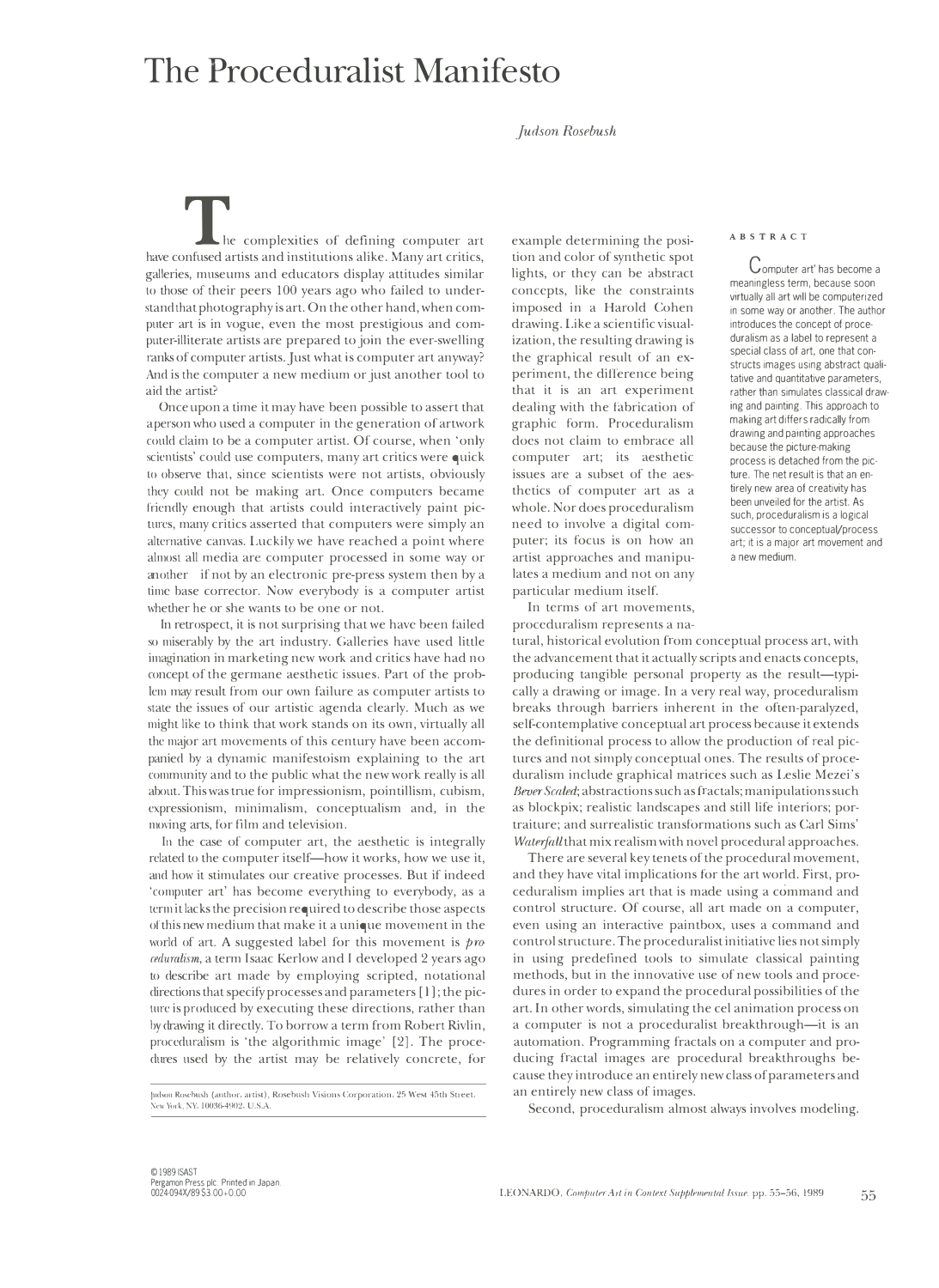# The Proceduralist Manifesto

*Judson Rosebush*

**ABSTRACT**

'Computer art' has become a meaningless term, because soon virtually all art will be computerized in some way or another. The author introduces the concept of proceduralism as a label to represent a special class of art, one that constructs images using abstract qualitative and quantitative parameters, rather than simulates classical drawing and painting. This approach to making art differs radically from drawing and painting approaches because the picture-making process is detached from the picture. The net result is that an entirely new area of creativity has been unveiled for the artist. As such, proceduralism is a logical successor to conceptual/process art; it is a major art movement and a new medium.

The complexities of defining computer art have confused artists and institutions alike. Many art critics, galleries, museums and educators display attitudes similar to those of their peers 100 years ago who failed to understand that photography is art. On the other hand, when computer art is in vogue, even the most prestigious and computer-illiterate artists are prepared to join the ever-swelling ranks of computer artists. Just what is computer art anyway? And is the computer a new medium or just another tool to aid the artist?

Once upon a time it may have been possible to assert that a person who used a computer in the generation of artwork could claim to be a computer artist. Of course, when 'only scientists' could use computers, many art critics were quick to observe that, since scientists were not artists, obviously they could not be making art. Once computers became friendly enough that artists could interactively paint pictures, many critics asserted that computers were simply an alternative canvas. Luckily we have reached a point where almost all media are computer processed in some way or another if not by an electronic pre-press system then by a time base corrector. Now everybody is a computer artist whether he or she wants to be one or not.

In retrospect, it is not surprising that we have been failed so miserably by the art industry. Galleries have used little imagination in marketing new work and critics have had no concept of the germane aesthetic issues. Part of the problem may result from our own failure as computer artists to state the issues of our artistic agenda clearly. Much as we might like to think that work stands on its own, virtually all the major art movements of this century have been accompanied by a dynamic manifestoism explaining to the art community and to the public what the new work really is all about. This was true for impressionism, pointillism, cubism, expressionism, minimalism, conceptualism and, in the moving arts, for film and television.

In the case of computer art, the aesthetic is integrally related to the computer itself—how it works, how we use it, and how it stimulates our creative processes. But if indeed 'computer art' has become everything to everybody, as a term it lacks the precision required to describe those aspects of this new medium that make it a unique movement in the world of art. A suggested label for this movement is *proceduralism*, a term Isaac Kerlow and I developed 2 years ago to describe art made by employing scripted, notational directions that specify processes and parameters [1]; the picture is produced by executing these directions, rather than by drawing it directly. To borrow a term from Robert Rivlin, proceduralism is 'the algorithmic image' [2]. The procedures used by the artist may be relatively concrete, for example determining the position and color of synthetic spot lights, or they can be abstract concepts, like the constraints imposed in a Harold Cohen drawing. Like a scientific visualization, the resulting drawing is the graphical result of an experiment, the difference being that it is an art experiment dealing with the fabrication of graphic form. Proceduralism does not claim to embrace all computer art; its aesthetic issues are a subset of the aesthetics of computer art as a whole. Nor does proceduralism need to involve a digital computer; its focus is on how an artist approaches and manipulates a medium and not on any particular medium itself.

In terms of art movements, proceduralism represents a natural, historical evolution from conceptual process art, with the advancement that it actually scripts and enacts concepts, producing tangible personal property as the result—typically a drawing or image. In a very real way, proceduralism breaks through barriers inherent in the often-paralyzed, self-contemplative conceptual art process because it extends the definitional process to allow the production of real pictures and not simply conceptual ones. The results of proceduralism include graphical matrices such as Leslie Mezei's *Bever Scaled*; abstractions such as fractals; manipulations such as blockpix; realistic landscapes and still life interiors; portraiture; and surrealistic transformations such as Carl Sims' *Waterfall* that mix realism with novel procedural approaches.

There are several key tenets of the procedural movement, and they have vital implications for the art world. First, proceduralism implies art that is made using a command and control structure. Of course, all art made on a computer, even using an interactive paintbox, uses a command and control structure. The proceduralist initiative lies not simply in using predefined tools to simulate classical painting methods, but in the innovative use of new tools and procedures in order to expand the procedural possibilities of the art. In other words, simulating the cel animation process on a computer is not a proceduralist breakthrough—it is an automation. Programming fractals on a computer and producing fractal images are procedural breakthroughs because they introduce an entirely new class of parameters and an entirely new class of images.

Second, proceduralism almost always involves modeling.

Judson Rosebush (author, artist), Rosebush Visions Corporation, 25 West 45th Street, New York, NY, 10036-4902, U.S.A.

© 1989 ISAST
Pergamon Press plc. Printed in Japan.
0024-094X/89 $3.00+0.00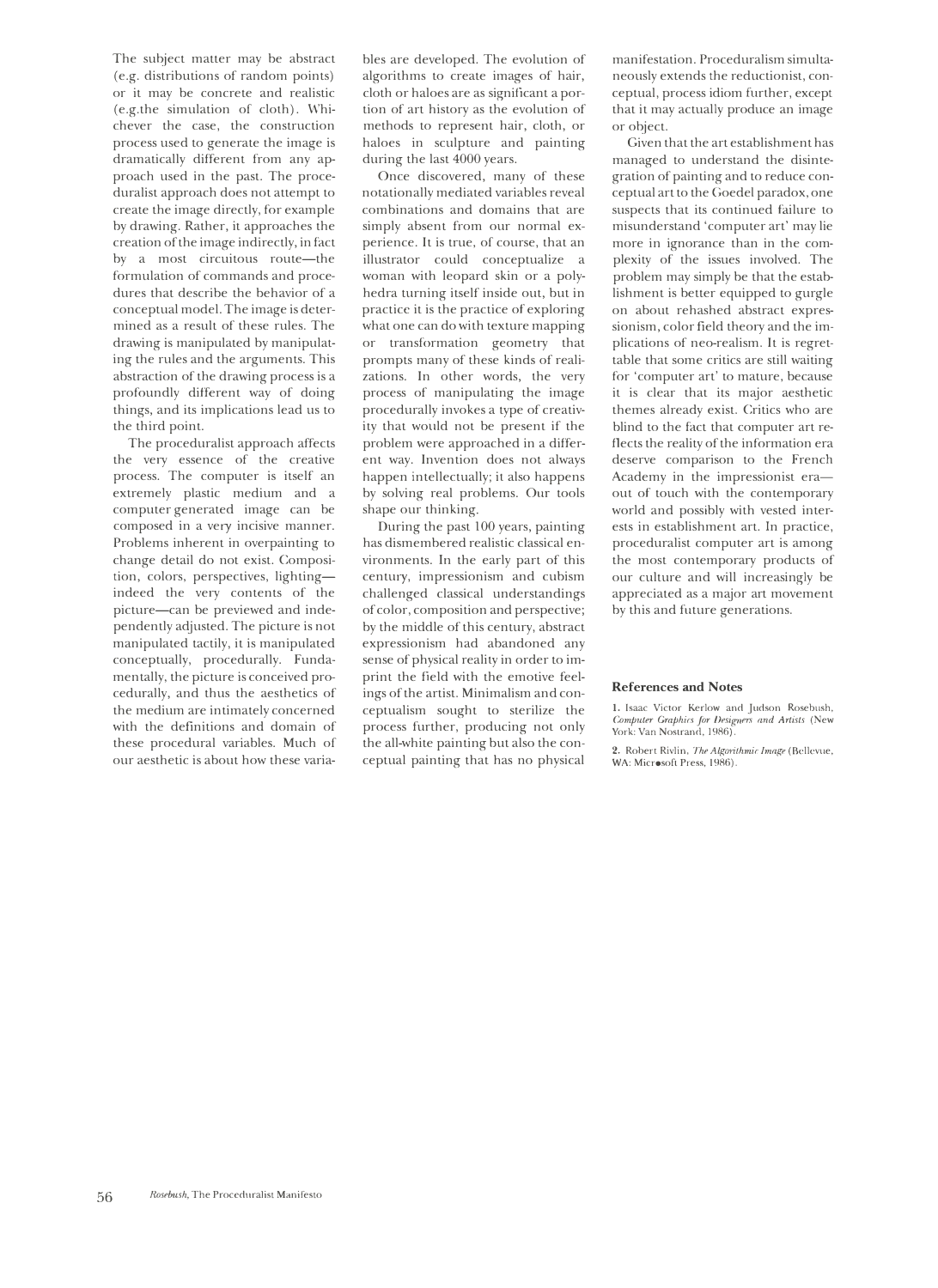The subject matter may be abstract (e.g. distributions of random points) or it may be concrete and realistic (e.g.the simulation of cloth). Whichever the case, the construction process used to generate the image is dramatically different from any approach used in the past. The proceduralist approach does not attempt to create the image directly, for example by drawing. Rather, it approaches the creation of the image indirectly, in fact by a most circuitous route—the formulation of commands and procedures that describe the behavior of a conceptual model. The image is determined as a result of these rules. The drawing is manipulated by manipulating the rules and the arguments. This abstraction of the drawing process is a profoundly different way of doing things, and its implications lead us to the third point.

The proceduralist approach affects the very essence of the creative process. The computer is itself an extremely plastic medium and a computer generated image can be composed in a very incisive manner. Problems inherent in overpainting to change detail do not exist. Composition, colors, perspectives, lighting—indeed the very contents of the picture—can be previewed and independently adjusted. The picture is not manipulated tactily, it is manipulated conceptually, procedurally. Fundamentally, the picture is conceived procedurally, and thus the aesthetics of the medium are intimately concerned with the definitions and domain of these procedural variables. Much of our aesthetic is about how these variables are developed. The evolution of algorithms to create images of hair, cloth or haloes are as significant a portion of art history as the evolution of methods to represent hair, cloth, or haloes in sculpture and painting during the last 4000 years.

Once discovered, many of these notationally mediated variables reveal combinations and domains that are simply absent from our normal experience. It is true, of course, that an illustrator could conceptualize a woman with leopard skin or a polyhedra turning itself inside out, but in practice it is the practice of exploring what one can do with texture mapping or transformation geometry that prompts many of these kinds of realizations. In other words, the very process of manipulating the image procedurally invokes a type of creativity that would not be present if the problem were approached in a different way. Invention does not always happen intellectually; it also happens by solving real problems. Our tools shape our thinking.

During the past 100 years, painting has dismembered realistic classical environments. In the early part of this century, impressionism and cubism challenged classical understandings of color, composition and perspective; by the middle of this century, abstract expressionism had abandoned any sense of physical reality in order to imprint the field with the emotive feelings of the artist. Minimalism and conceptualism sought to sterilize the process further, producing not only the all-white painting but also the conceptual painting that has no physical manifestation. Proceduralism simultaneously extends the reductionist, conceptual, process idiom further, except that it may actually produce an image or object.

Given that the art establishment has managed to understand the disintegration of painting and to reduce conceptual art to the Goedel paradox, one suspects that its continued failure to misunderstand 'computer art' may lie more in ignorance than in the complexity of the issues involved. The problem may simply be that the establishment is better equipped to gurgle on about rehashed abstract expressionism, color field theory and the implications of neo-realism. It is regrettable that some critics are still waiting for 'computer art' to mature, because it is clear that its major aesthetic themes already exist. Critics who are blind to the fact that computer art reflects the reality of the information era deserve comparison to the French Academy in the impressionist era—out of touch with the contemporary world and possibly with vested interests in establishment art. In practice, proceduralist computer art is among the most contemporary products of our culture and will increasingly be appreciated as a major art movement by this and future generations.

## References and Notes

1. Isaac Victor Kerlow and Judson Rosebush, *Computer Graphics for Designers and Artists* (New York: Van Nostrand, 1986).

2. Robert Rivlin, *The Algorithmic Image* (Bellevue, WA: Microsoft Press, 1986).